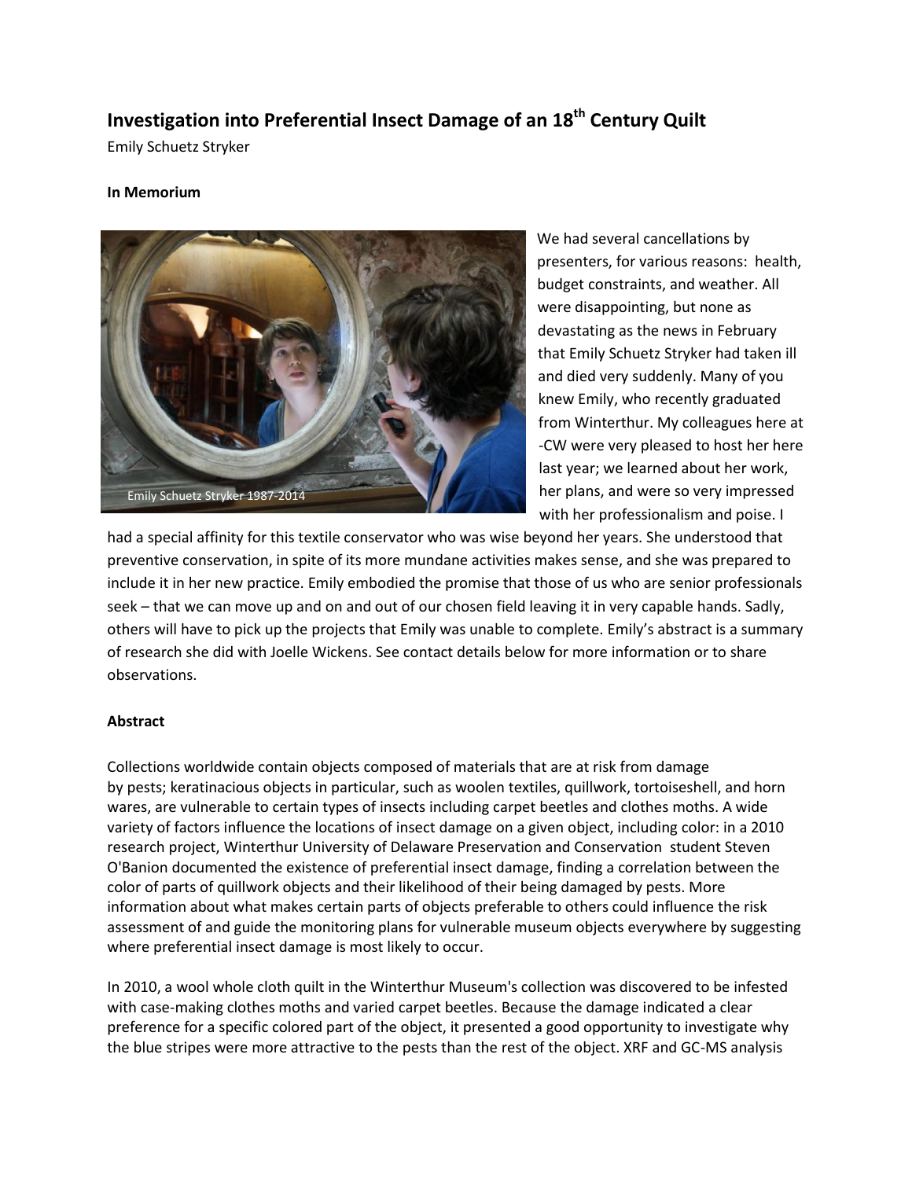# Investigation into Preferential Insect Damage of an 18th Century Quilt

Emily Schuetz Stryker

**In Memorium**

Emily Schuetz Stryker 1987-2014

We had several cancellations by presenters, for various reasons: health, budget constraints, and weather. All were disappointing, but none as devastating as the news in February that Emily Schuetz Stryker had taken ill and died very suddenly. Many of you knew Emily, who recently graduated from Winterthur. My colleagues here at -CW were very pleased to host her here last year; we learned about her work, her plans, and were so very impressed with her professionalism and poise. I had a special affinity for this textile conservator who was wise beyond her years. She understood that preventive conservation, in spite of its more mundane activities makes sense, and she was prepared to include it in her new practice. Emily embodied the promise that those of us who are senior professionals seek – that we can move up and on and out of our chosen field leaving it in very capable hands. Sadly, others will have to pick up the projects that Emily was unable to complete. Emily's abstract is a summary of research she did with Joelle Wickens. See contact details below for more information or to share observations.

**Abstract**

Collections worldwide contain objects composed of materials that are at risk from damage by pests; keratinacious objects in particular, such as woolen textiles, quillwork, tortoiseshell, and horn wares, are vulnerable to certain types of insects including carpet beetles and clothes moths. A wide variety of factors influence the locations of insect damage on a given object, including color: in a 2010 research project, Winterthur University of Delaware Preservation and Conservation student Steven O'Banion documented the existence of preferential insect damage, finding a correlation between the color of parts of quillwork objects and their likelihood of their being damaged by pests. More information about what makes certain parts of objects preferable to others could influence the risk assessment of and guide the monitoring plans for vulnerable museum objects everywhere by suggesting where preferential insect damage is most likely to occur.

In 2010, a wool whole cloth quilt in the Winterthur Museum's collection was discovered to be infested with case-making clothes moths and varied carpet beetles. Because the damage indicated a clear preference for a specific colored part of the object, it presented a good opportunity to investigate why the blue stripes were more attractive to the pests than the rest of the object. XRF and GC-MS analysis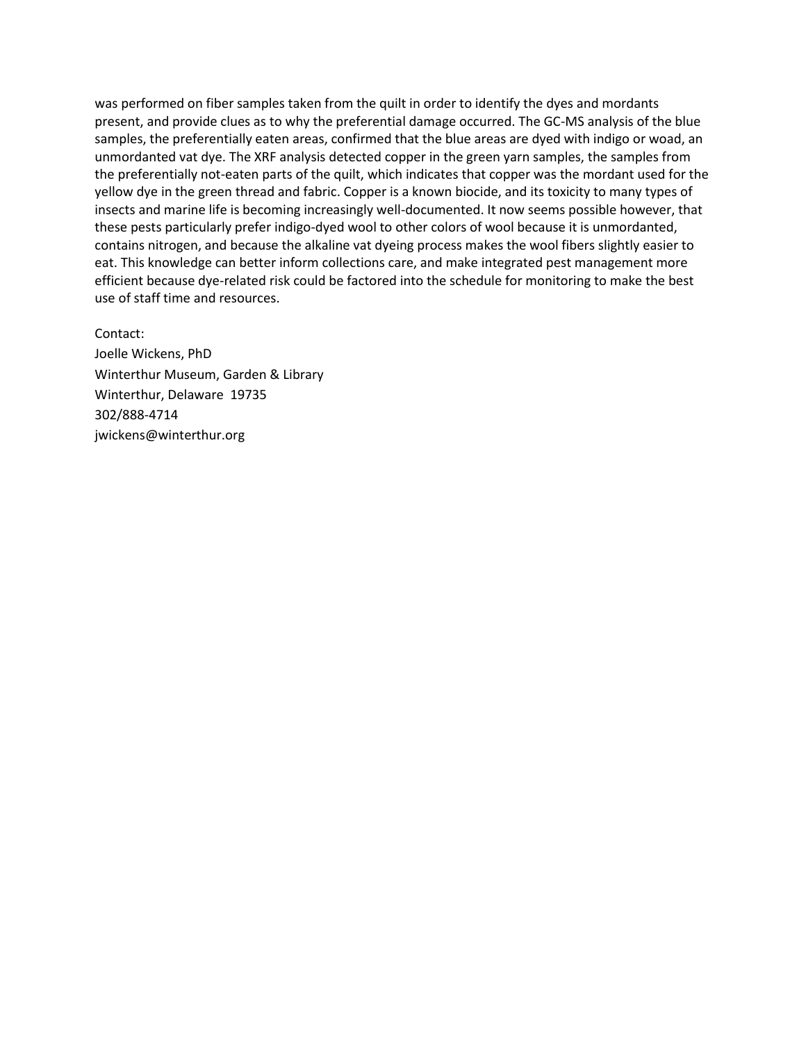was performed on fiber samples taken from the quilt in order to identify the dyes and mordants present, and provide clues as to why the preferential damage occurred. The GC-MS analysis of the blue samples, the preferentially eaten areas, confirmed that the blue areas are dyed with indigo or woad, an unmordanted vat dye. The XRF analysis detected copper in the green yarn samples, the samples from the preferentially not-eaten parts of the quilt, which indicates that copper was the mordant used for the yellow dye in the green thread and fabric. Copper is a known biocide, and its toxicity to many types of insects and marine life is becoming increasingly well-documented. It now seems possible however, that these pests particularly prefer indigo-dyed wool to other colors of wool because it is unmordanted, contains nitrogen, and because the alkaline vat dyeing process makes the wool fibers slightly easier to eat. This knowledge can better inform collections care, and make integrated pest management more efficient because dye-related risk could be factored into the schedule for monitoring to make the best use of staff time and resources.

Contact:
Joelle Wickens, PhD
Winterthur Museum, Garden & Library
Winterthur, Delaware 19735
302/888-4714
jwickens@winterthur.org